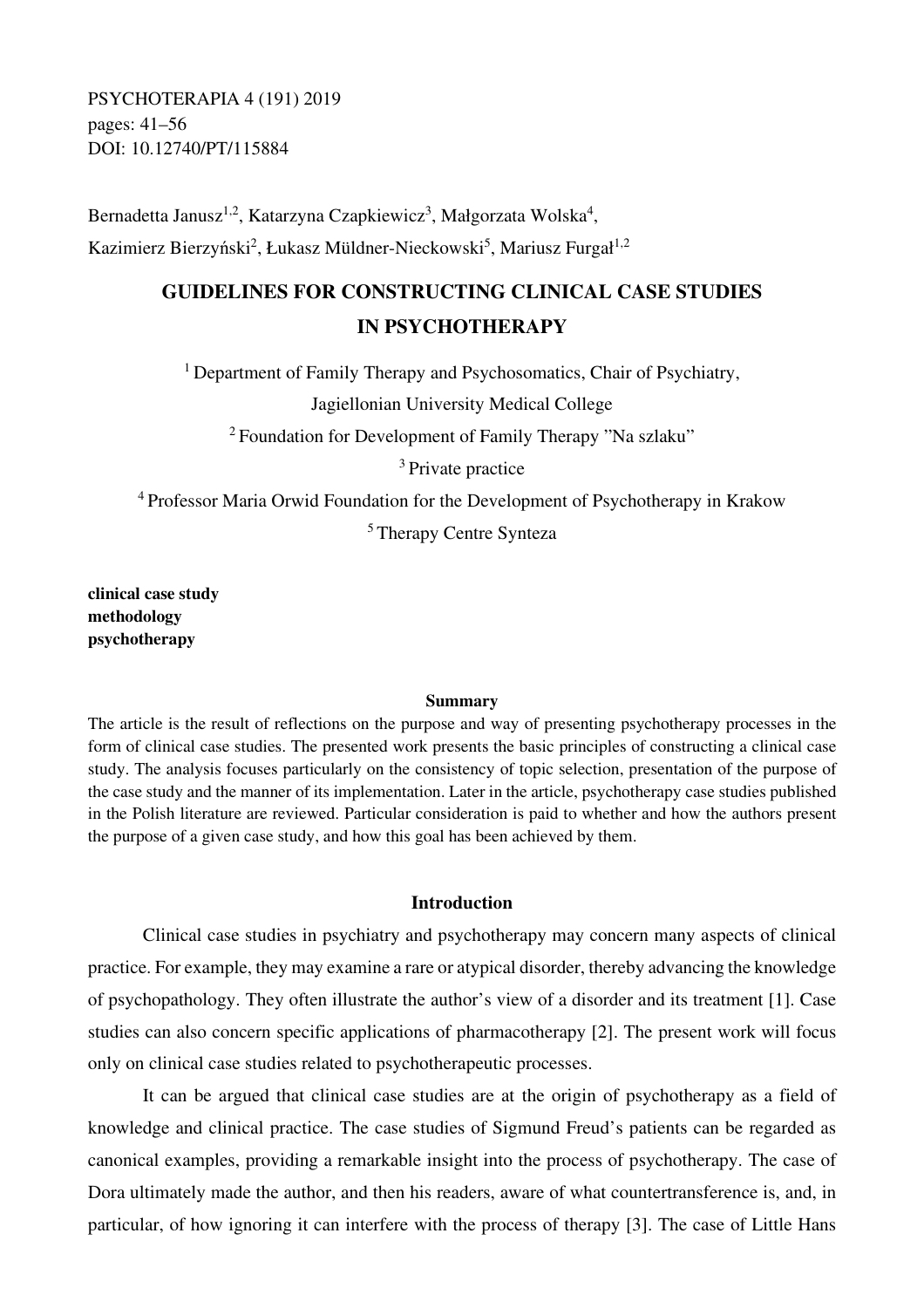PSYCHOTERAPIA 4 (191) 2019
pages: 41–56
DOI: 10.12740/PT/115884

Bernadetta Janusz[1,2], Katarzyna Czapkiewicz[3], Małgorzata Wolska[4],
Kazimierz Bierzyński[2], Łukasz Müldner-Nieckowski[5], Mariusz Furgał[1,2]

# GUIDELINES FOR CONSTRUCTING CLINICAL CASE STUDIES IN PSYCHOTHERAPY

[1] Department of Family Therapy and Psychosomatics, Chair of Psychiatry, Jagiellonian University Medical College

[2] Foundation for Development of Family Therapy "Na szlaku"

[3] Private practice

[4] Professor Maria Orwid Foundation for the Development of Psychotherapy in Krakow

[5] Therapy Centre Synteza

**clinical case study**
**methodology**
**psychotherapy**

### Summary

The article is the result of reflections on the purpose and way of presenting psychotherapy processes in the form of clinical case studies. The presented work presents the basic principles of constructing a clinical case study. The analysis focuses particularly on the consistency of topic selection, presentation of the purpose of the case study and the manner of its implementation. Later in the article, psychotherapy case studies published in the Polish literature are reviewed. Particular consideration is paid to whether and how the authors present the purpose of a given case study, and how this goal has been achieved by them.

## Introduction

Clinical case studies in psychiatry and psychotherapy may concern many aspects of clinical practice. For example, they may examine a rare or atypical disorder, thereby advancing the knowledge of psychopathology. They often illustrate the author's view of a disorder and its treatment [1]. Case studies can also concern specific applications of pharmacotherapy [2]. The present work will focus only on clinical case studies related to psychotherapeutic processes.

It can be argued that clinical case studies are at the origin of psychotherapy as a field of knowledge and clinical practice. The case studies of Sigmund Freud's patients can be regarded as canonical examples, providing a remarkable insight into the process of psychotherapy. The case of Dora ultimately made the author, and then his readers, aware of what countertransference is, and, in particular, of how ignoring it can interfere with the process of therapy [3]. The case of Little Hans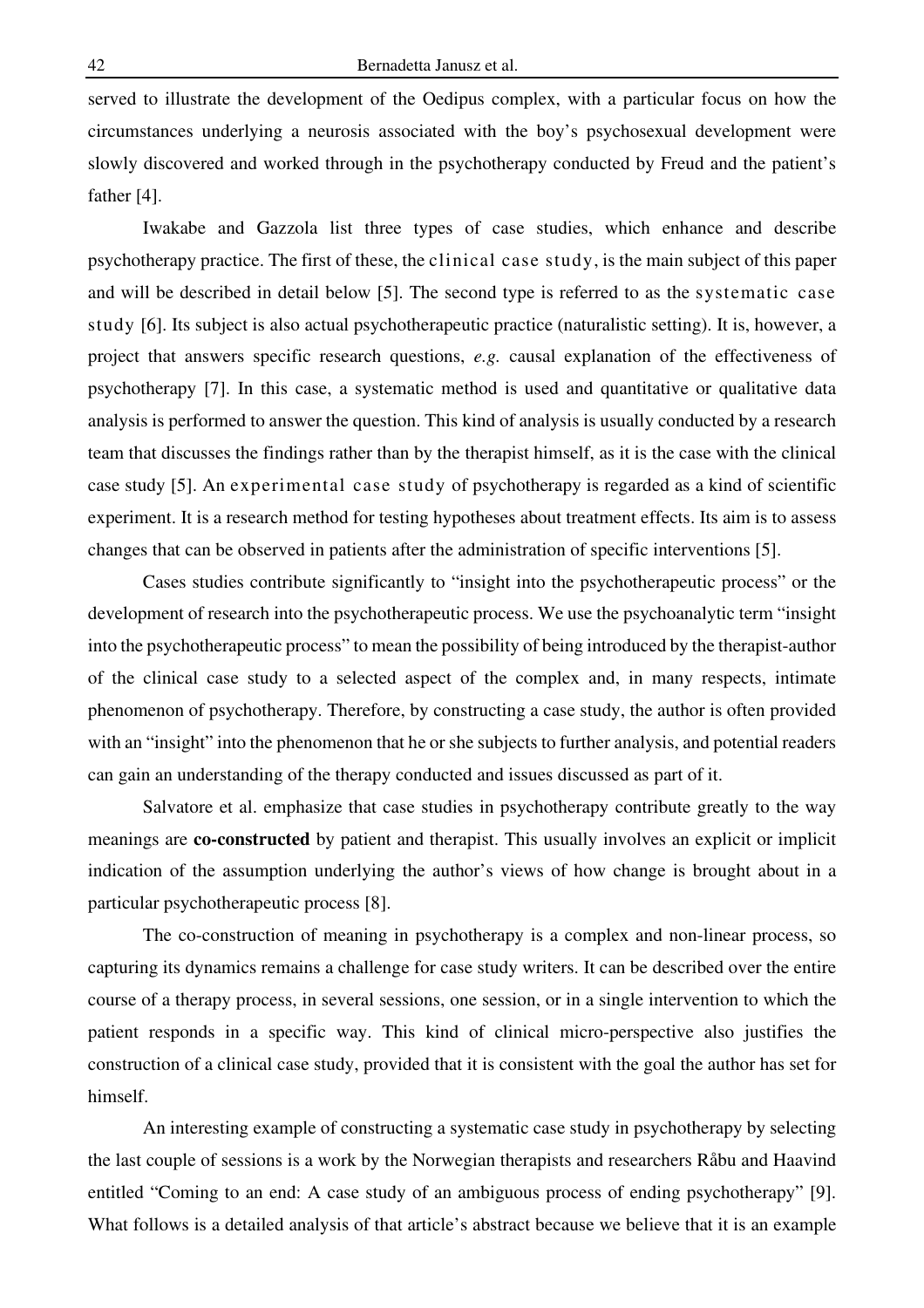served to illustrate the development of the Oedipus complex, with a particular focus on how the circumstances underlying a neurosis associated with the boy's psychosexual development were slowly discovered and worked through in the psychotherapy conducted by Freud and the patient's father [4].

Iwakabe and Gazzola list three types of case studies, which enhance and describe psychotherapy practice. The first of these, the clinical case study, is the main subject of this paper and will be described in detail below [5]. The second type is referred to as the systematic case study [6]. Its subject is also actual psychotherapeutic practice (naturalistic setting). It is, however, a project that answers specific research questions, *e.g.* causal explanation of the effectiveness of psychotherapy [7]. In this case, a systematic method is used and quantitative or qualitative data analysis is performed to answer the question. This kind of analysis is usually conducted by a research team that discusses the findings rather than by the therapist himself, as it is the case with the clinical case study [5]. An experimental case study of psychotherapy is regarded as a kind of scientific experiment. It is a research method for testing hypotheses about treatment effects. Its aim is to assess changes that can be observed in patients after the administration of specific interventions [5].

Cases studies contribute significantly to "insight into the psychotherapeutic process" or the development of research into the psychotherapeutic process. We use the psychoanalytic term "insight into the psychotherapeutic process" to mean the possibility of being introduced by the therapist-author of the clinical case study to a selected aspect of the complex and, in many respects, intimate phenomenon of psychotherapy. Therefore, by constructing a case study, the author is often provided with an "insight" into the phenomenon that he or she subjects to further analysis, and potential readers can gain an understanding of the therapy conducted and issues discussed as part of it.

Salvatore et al. emphasize that case studies in psychotherapy contribute greatly to the way meanings are **co-constructed** by patient and therapist. This usually involves an explicit or implicit indication of the assumption underlying the author's views of how change is brought about in a particular psychotherapeutic process [8].

The co-construction of meaning in psychotherapy is a complex and non-linear process, so capturing its dynamics remains a challenge for case study writers. It can be described over the entire course of a therapy process, in several sessions, one session, or in a single intervention to which the patient responds in a specific way. This kind of clinical micro-perspective also justifies the construction of a clinical case study, provided that it is consistent with the goal the author has set for himself.

An interesting example of constructing a systematic case study in psychotherapy by selecting the last couple of sessions is a work by the Norwegian therapists and researchers Råbu and Haavind entitled "Coming to an end: A case study of an ambiguous process of ending psychotherapy" [9]. What follows is a detailed analysis of that article's abstract because we believe that it is an example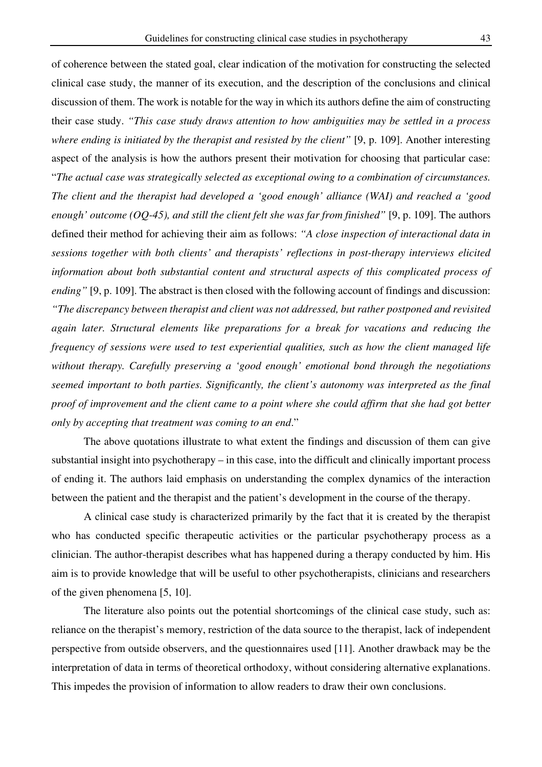of coherence between the stated goal, clear indication of the motivation for constructing the selected clinical case study, the manner of its execution, and the description of the conclusions and clinical discussion of them. The work is notable for the way in which its authors define the aim of constructing their case study. *"This case study draws attention to how ambiguities may be settled in a process where ending is initiated by the therapist and resisted by the client"* [9, p. 109]. Another interesting aspect of the analysis is how the authors present their motivation for choosing that particular case: "*The actual case was strategically selected as exceptional owing to a combination of circumstances. The client and the therapist had developed a 'good enough' alliance (WAI) and reached a 'good enough' outcome (OQ-45), and still the client felt she was far from finished"* [9, p. 109]. The authors defined their method for achieving their aim as follows: *"A close inspection of interactional data in sessions together with both clients' and therapists' reflections in post-therapy interviews elicited information about both substantial content and structural aspects of this complicated process of ending"* [9, p. 109]. The abstract is then closed with the following account of findings and discussion: *"The discrepancy between therapist and client was not addressed, but rather postponed and revisited again later. Structural elements like preparations for a break for vacations and reducing the frequency of sessions were used to test experiential qualities, such as how the client managed life without therapy. Carefully preserving a 'good enough' emotional bond through the negotiations seemed important to both parties. Significantly, the client's autonomy was interpreted as the final proof of improvement and the client came to a point where she could affirm that she had got better only by accepting that treatment was coming to an end*."

The above quotations illustrate to what extent the findings and discussion of them can give substantial insight into psychotherapy – in this case, into the difficult and clinically important process of ending it. The authors laid emphasis on understanding the complex dynamics of the interaction between the patient and the therapist and the patient's development in the course of the therapy.

A clinical case study is characterized primarily by the fact that it is created by the therapist who has conducted specific therapeutic activities or the particular psychotherapy process as a clinician. The author-therapist describes what has happened during a therapy conducted by him. His aim is to provide knowledge that will be useful to other psychotherapists, clinicians and researchers of the given phenomena [5, 10].

The literature also points out the potential shortcomings of the clinical case study, such as: reliance on the therapist's memory, restriction of the data source to the therapist, lack of independent perspective from outside observers, and the questionnaires used [11]. Another drawback may be the interpretation of data in terms of theoretical orthodoxy, without considering alternative explanations. This impedes the provision of information to allow readers to draw their own conclusions.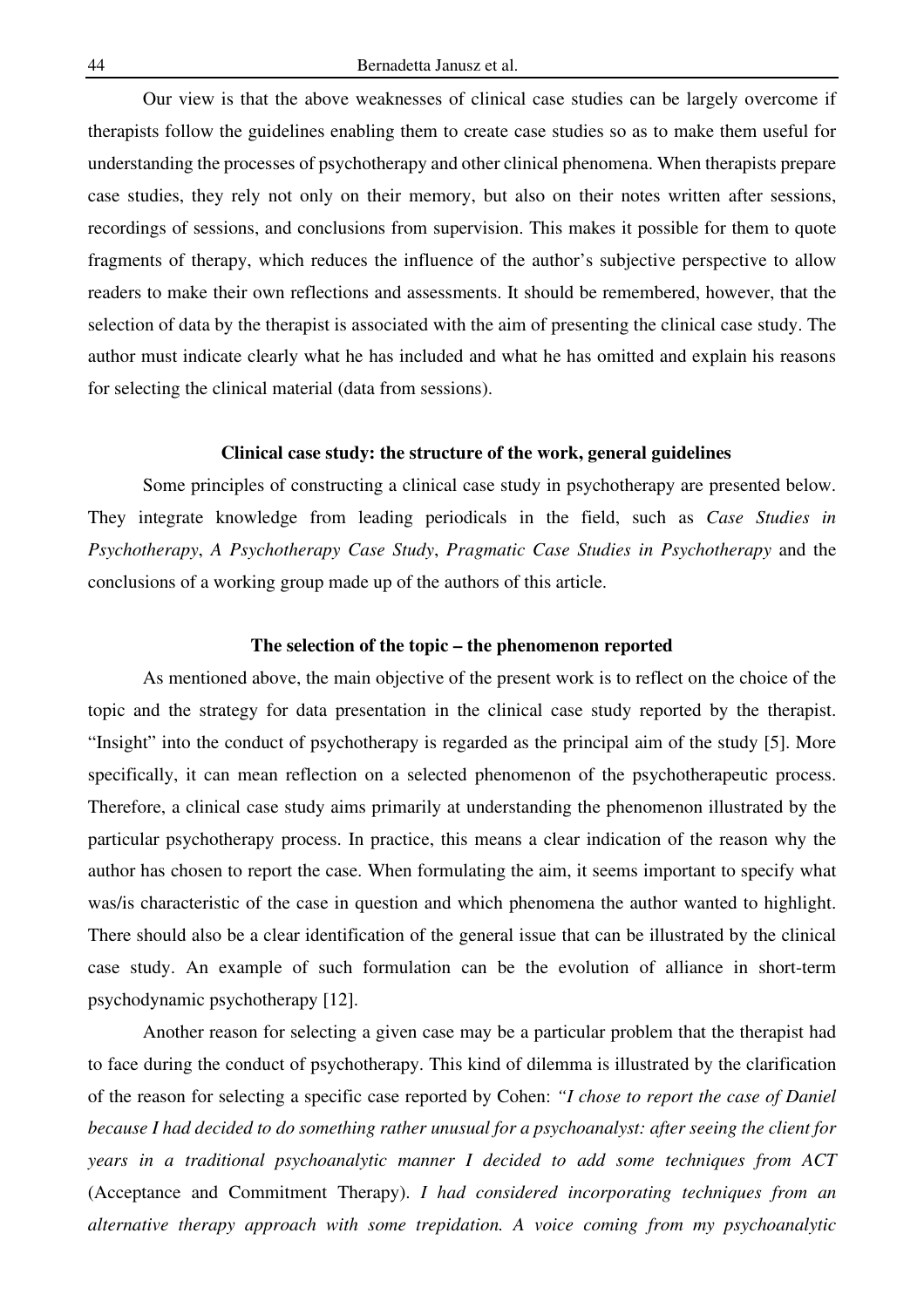Our view is that the above weaknesses of clinical case studies can be largely overcome if therapists follow the guidelines enabling them to create case studies so as to make them useful for understanding the processes of psychotherapy and other clinical phenomena. When therapists prepare case studies, they rely not only on their memory, but also on their notes written after sessions, recordings of sessions, and conclusions from supervision. This makes it possible for them to quote fragments of therapy, which reduces the influence of the author's subjective perspective to allow readers to make their own reflections and assessments. It should be remembered, however, that the selection of data by the therapist is associated with the aim of presenting the clinical case study. The author must indicate clearly what he has included and what he has omitted and explain his reasons for selecting the clinical material (data from sessions).

## Clinical case study: the structure of the work, general guidelines

Some principles of constructing a clinical case study in psychotherapy are presented below. They integrate knowledge from leading periodicals in the field, such as *Case Studies in Psychotherapy*, *A Psychotherapy Case Study*, *Pragmatic Case Studies in Psychotherapy* and the conclusions of a working group made up of the authors of this article.

## The selection of the topic – the phenomenon reported

As mentioned above, the main objective of the present work is to reflect on the choice of the topic and the strategy for data presentation in the clinical case study reported by the therapist. "Insight" into the conduct of psychotherapy is regarded as the principal aim of the study [5]. More specifically, it can mean reflection on a selected phenomenon of the psychotherapeutic process. Therefore, a clinical case study aims primarily at understanding the phenomenon illustrated by the particular psychotherapy process. In practice, this means a clear indication of the reason why the author has chosen to report the case. When formulating the aim, it seems important to specify what was/is characteristic of the case in question and which phenomena the author wanted to highlight. There should also be a clear identification of the general issue that can be illustrated by the clinical case study. An example of such formulation can be the evolution of alliance in short-term psychodynamic psychotherapy [12].

Another reason for selecting a given case may be a particular problem that the therapist had to face during the conduct of psychotherapy. This kind of dilemma is illustrated by the clarification of the reason for selecting a specific case reported by Cohen: *"I chose to report the case of Daniel because I had decided to do something rather unusual for a psychoanalyst: after seeing the client for years in a traditional psychoanalytic manner I decided to add some techniques from ACT* (Acceptance and Commitment Therapy). *I had considered incorporating techniques from an alternative therapy approach with some trepidation. A voice coming from my psychoanalytic*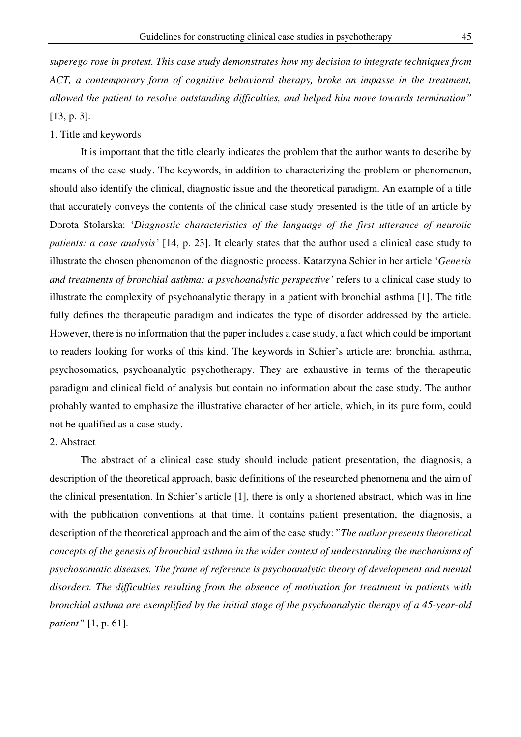*superego rose in protest. This case study demonstrates how my decision to integrate techniques from ACT, a contemporary form of cognitive behavioral therapy, broke an impasse in the treatment, allowed the patient to resolve outstanding difficulties, and helped him move towards termination"* [13, p. 3].

1. Title and keywords

It is important that the title clearly indicates the problem that the author wants to describe by means of the case study. The keywords, in addition to characterizing the problem or phenomenon, should also identify the clinical, diagnostic issue and the theoretical paradigm. An example of a title that accurately conveys the contents of the clinical case study presented is the title of an article by Dorota Stolarska: '*Diagnostic characteristics of the language of the first utterance of neurotic patients: a case analysis'* [14, p. 23]. It clearly states that the author used a clinical case study to illustrate the chosen phenomenon of the diagnostic process. Katarzyna Schier in her article '*Genesis and treatments of bronchial asthma: a psychoanalytic perspective'* refers to a clinical case study to illustrate the complexity of psychoanalytic therapy in a patient with bronchial asthma [1]. The title fully defines the therapeutic paradigm and indicates the type of disorder addressed by the article. However, there is no information that the paper includes a case study, a fact which could be important to readers looking for works of this kind. The keywords in Schier's article are: bronchial asthma, psychosomatics, psychoanalytic psychotherapy. They are exhaustive in terms of the therapeutic paradigm and clinical field of analysis but contain no information about the case study. The author probably wanted to emphasize the illustrative character of her article, which, in its pure form, could not be qualified as a case study.

2. Abstract

The abstract of a clinical case study should include patient presentation, the diagnosis, a description of the theoretical approach, basic definitions of the researched phenomena and the aim of the clinical presentation. In Schier's article [1], there is only a shortened abstract, which was in line with the publication conventions at that time. It contains patient presentation, the diagnosis, a description of the theoretical approach and the aim of the case study: "*The author presents theoretical concepts of the genesis of bronchial asthma in the wider context of understanding the mechanisms of psychosomatic diseases. The frame of reference is psychoanalytic theory of development and mental disorders. The difficulties resulting from the absence of motivation for treatment in patients with bronchial asthma are exemplified by the initial stage of the psychoanalytic therapy of a 45-year-old patient"* [1, p. 61].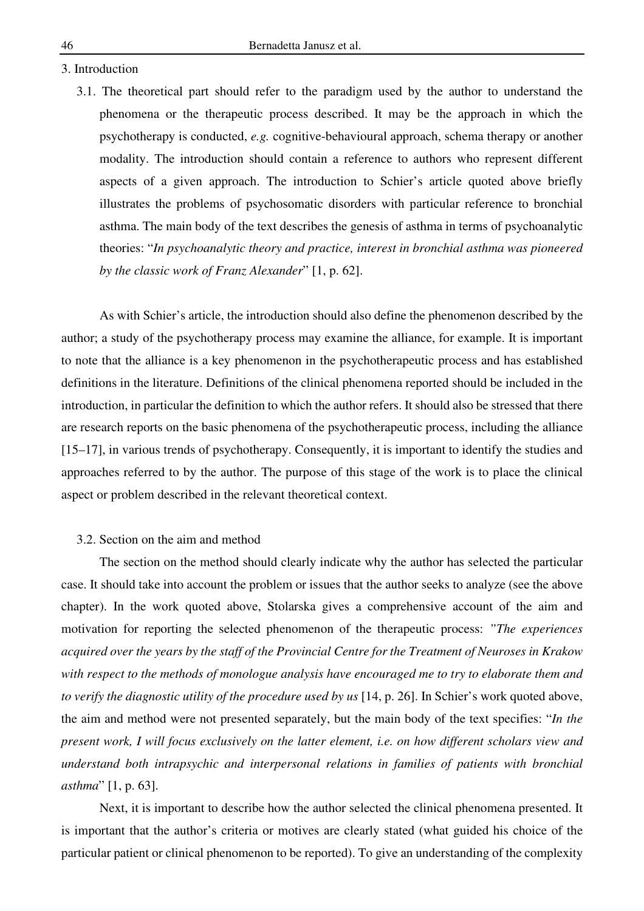3. Introduction

3.1. The theoretical part should refer to the paradigm used by the author to understand the phenomena or the therapeutic process described. It may be the approach in which the psychotherapy is conducted, *e.g.* cognitive-behavioural approach, schema therapy or another modality. The introduction should contain a reference to authors who represent different aspects of a given approach. The introduction to Schier's article quoted above briefly illustrates the problems of psychosomatic disorders with particular reference to bronchial asthma. The main body of the text describes the genesis of asthma in terms of psychoanalytic theories: "*In psychoanalytic theory and practice, interest in bronchial asthma was pioneered by the classic work of Franz Alexander*" [1, p. 62].

As with Schier's article, the introduction should also define the phenomenon described by the author; a study of the psychotherapy process may examine the alliance, for example. It is important to note that the alliance is a key phenomenon in the psychotherapeutic process and has established definitions in the literature. Definitions of the clinical phenomena reported should be included in the introduction, in particular the definition to which the author refers. It should also be stressed that there are research reports on the basic phenomena of the psychotherapeutic process, including the alliance [15–17], in various trends of psychotherapy. Consequently, it is important to identify the studies and approaches referred to by the author. The purpose of this stage of the work is to place the clinical aspect or problem described in the relevant theoretical context.

3.2. Section on the aim and method

The section on the method should clearly indicate why the author has selected the particular case. It should take into account the problem or issues that the author seeks to analyze (see the above chapter). In the work quoted above, Stolarska gives a comprehensive account of the aim and motivation for reporting the selected phenomenon of the therapeutic process: *"The experiences acquired over the years by the staff of the Provincial Centre for the Treatment of Neuroses in Krakow with respect to the methods of monologue analysis have encouraged me to try to elaborate them and to verify the diagnostic utility of the procedure used by us* [14, p. 26]. In Schier's work quoted above, the aim and method were not presented separately, but the main body of the text specifies: "*In the present work, I will focus exclusively on the latter element, i.e. on how different scholars view and understand both intrapsychic and interpersonal relations in families of patients with bronchial asthma*" [1, p. 63].

Next, it is important to describe how the author selected the clinical phenomena presented. It is important that the author's criteria or motives are clearly stated (what guided his choice of the particular patient or clinical phenomenon to be reported). To give an understanding of the complexity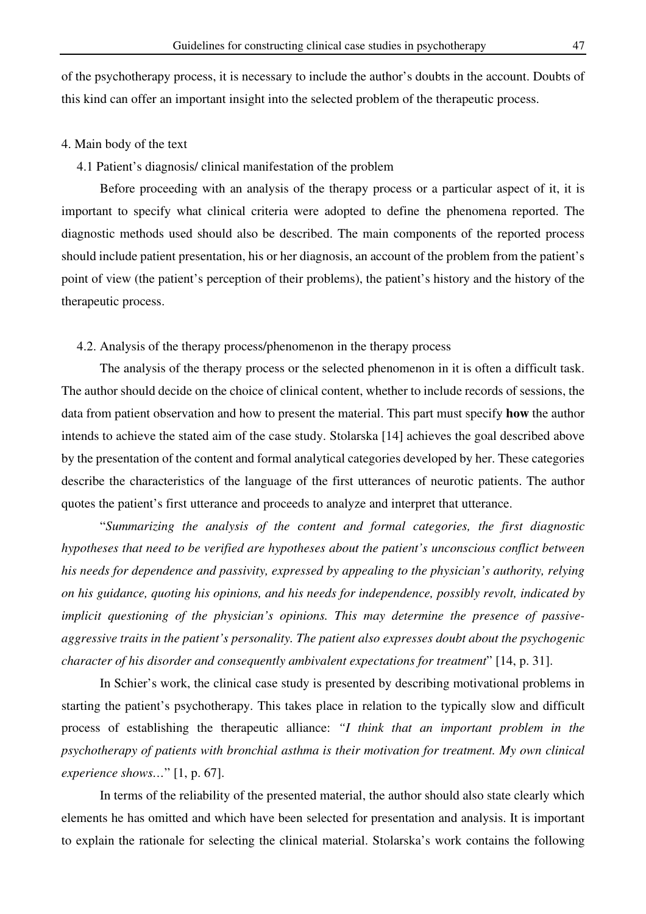of the psychotherapy process, it is necessary to include the author's doubts in the account. Doubts of this kind can offer an important insight into the selected problem of the therapeutic process.

## 4. Main body of the text

### 4.1 Patient's diagnosis/ clinical manifestation of the problem

Before proceeding with an analysis of the therapy process or a particular aspect of it, it is important to specify what clinical criteria were adopted to define the phenomena reported. The diagnostic methods used should also be described. The main components of the reported process should include patient presentation, his or her diagnosis, an account of the problem from the patient's point of view (the patient's perception of their problems), the patient's history and the history of the therapeutic process.

### 4.2. Analysis of the therapy process/phenomenon in the therapy process

The analysis of the therapy process or the selected phenomenon in it is often a difficult task. The author should decide on the choice of clinical content, whether to include records of sessions, the data from patient observation and how to present the material. This part must specify **how** the author intends to achieve the stated aim of the case study. Stolarska [14] achieves the goal described above by the presentation of the content and formal analytical categories developed by her. These categories describe the characteristics of the language of the first utterances of neurotic patients. The author quotes the patient's first utterance and proceeds to analyze and interpret that utterance.

"*Summarizing the analysis of the content and formal categories, the first diagnostic hypotheses that need to be verified are hypotheses about the patient's unconscious conflict between his needs for dependence and passivity, expressed by appealing to the physician's authority, relying on his guidance, quoting his opinions, and his needs for independence, possibly revolt, indicated by implicit questioning of the physician's opinions. This may determine the presence of passive-aggressive traits in the patient's personality. The patient also expresses doubt about the psychogenic character of his disorder and consequently ambivalent expectations for treatment*" [14, p. 31].

In Schier's work, the clinical case study is presented by describing motivational problems in starting the patient's psychotherapy. This takes place in relation to the typically slow and difficult process of establishing the therapeutic alliance: *"I think that an important problem in the psychotherapy of patients with bronchial asthma is their motivation for treatment. My own clinical experience shows…*" [1, p. 67].

In terms of the reliability of the presented material, the author should also state clearly which elements he has omitted and which have been selected for presentation and analysis. It is important to explain the rationale for selecting the clinical material. Stolarska's work contains the following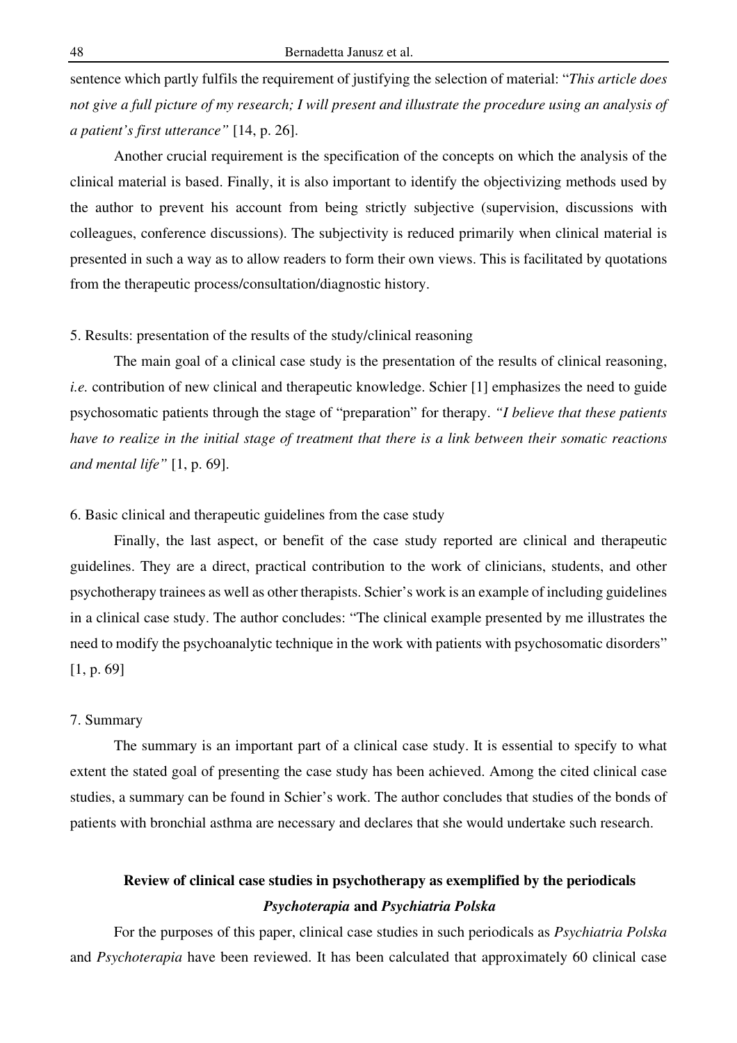sentence which partly fulfils the requirement of justifying the selection of material: "*This article does not give a full picture of my research; I will present and illustrate the procedure using an analysis of a patient's first utterance"* [14, p. 26].

Another crucial requirement is the specification of the concepts on which the analysis of the clinical material is based. Finally, it is also important to identify the objectivizing methods used by the author to prevent his account from being strictly subjective (supervision, discussions with colleagues, conference discussions). The subjectivity is reduced primarily when clinical material is presented in such a way as to allow readers to form their own views. This is facilitated by quotations from the therapeutic process/consultation/diagnostic history.

5. Results: presentation of the results of the study/clinical reasoning

The main goal of a clinical case study is the presentation of the results of clinical reasoning, *i.e.* contribution of new clinical and therapeutic knowledge. Schier [1] emphasizes the need to guide psychosomatic patients through the stage of "preparation" for therapy. *"I believe that these patients have to realize in the initial stage of treatment that there is a link between their somatic reactions and mental life"* [1, p. 69].

6. Basic clinical and therapeutic guidelines from the case study

Finally, the last aspect, or benefit of the case study reported are clinical and therapeutic guidelines. They are a direct, practical contribution to the work of clinicians, students, and other psychotherapy trainees as well as other therapists. Schier's work is an example of including guidelines in a clinical case study. The author concludes: "The clinical example presented by me illustrates the need to modify the psychoanalytic technique in the work with patients with psychosomatic disorders" [1, p. 69]

7. Summary

The summary is an important part of a clinical case study. It is essential to specify to what extent the stated goal of presenting the case study has been achieved. Among the cited clinical case studies, a summary can be found in Schier's work. The author concludes that studies of the bonds of patients with bronchial asthma are necessary and declares that she would undertake such research.

## Review of clinical case studies in psychotherapy as exemplified by the periodicals *Psychoterapia* and *Psychiatria Polska*

For the purposes of this paper, clinical case studies in such periodicals as *Psychiatria Polska* and *Psychoterapia* have been reviewed. It has been calculated that approximately 60 clinical case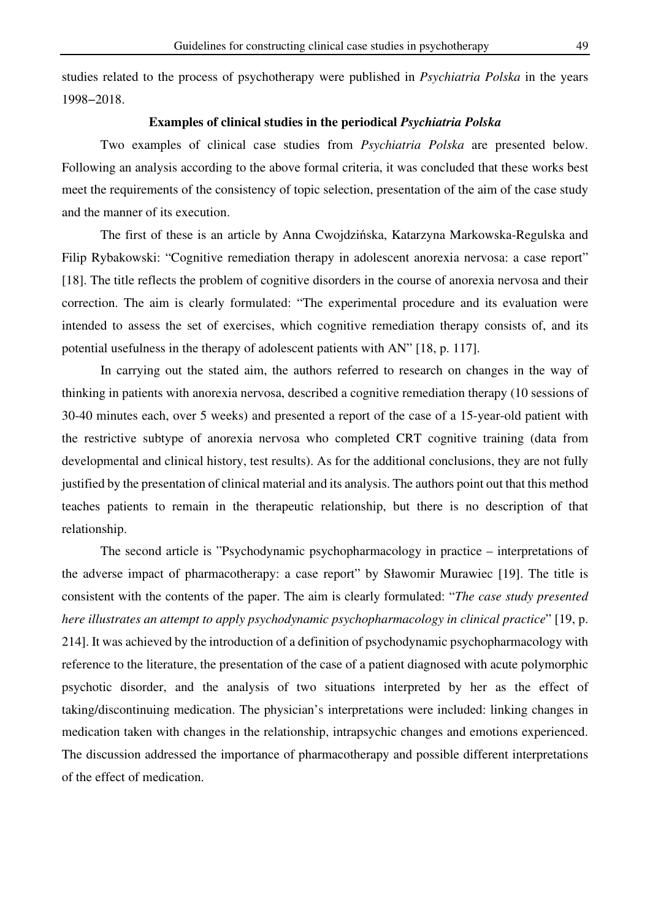studies related to the process of psychotherapy were published in *Psychiatria Polska* in the years 1998–2018.

### Examples of clinical studies in the periodical *Psychiatria Polska*

Two examples of clinical case studies from *Psychiatria Polska* are presented below. Following an analysis according to the above formal criteria, it was concluded that these works best meet the requirements of the consistency of topic selection, presentation of the aim of the case study and the manner of its execution.

The first of these is an article by Anna Cwojdzińska, Katarzyna Markowska-Regulska and Filip Rybakowski: "Cognitive remediation therapy in adolescent anorexia nervosa: a case report" [18]. The title reflects the problem of cognitive disorders in the course of anorexia nervosa and their correction. The aim is clearly formulated: "The experimental procedure and its evaluation were intended to assess the set of exercises, which cognitive remediation therapy consists of, and its potential usefulness in the therapy of adolescent patients with AN" [18, p. 117].

In carrying out the stated aim, the authors referred to research on changes in the way of thinking in patients with anorexia nervosa, described a cognitive remediation therapy (10 sessions of 30-40 minutes each, over 5 weeks) and presented a report of the case of a 15-year-old patient with the restrictive subtype of anorexia nervosa who completed CRT cognitive training (data from developmental and clinical history, test results). As for the additional conclusions, they are not fully justified by the presentation of clinical material and its analysis. The authors point out that this method teaches patients to remain in the therapeutic relationship, but there is no description of that relationship.

The second article is "Psychodynamic psychopharmacology in practice – interpretations of the adverse impact of pharmacotherapy: a case report" by Sławomir Murawiec [19]. The title is consistent with the contents of the paper. The aim is clearly formulated: "*The case study presented here illustrates an attempt to apply psychodynamic psychopharmacology in clinical practice*" [19, p. 214]. It was achieved by the introduction of a definition of psychodynamic psychopharmacology with reference to the literature, the presentation of the case of a patient diagnosed with acute polymorphic psychotic disorder, and the analysis of two situations interpreted by her as the effect of taking/discontinuing medication. The physician's interpretations were included: linking changes in medication taken with changes in the relationship, intrapsychic changes and emotions experienced. The discussion addressed the importance of pharmacotherapy and possible different interpretations of the effect of medication.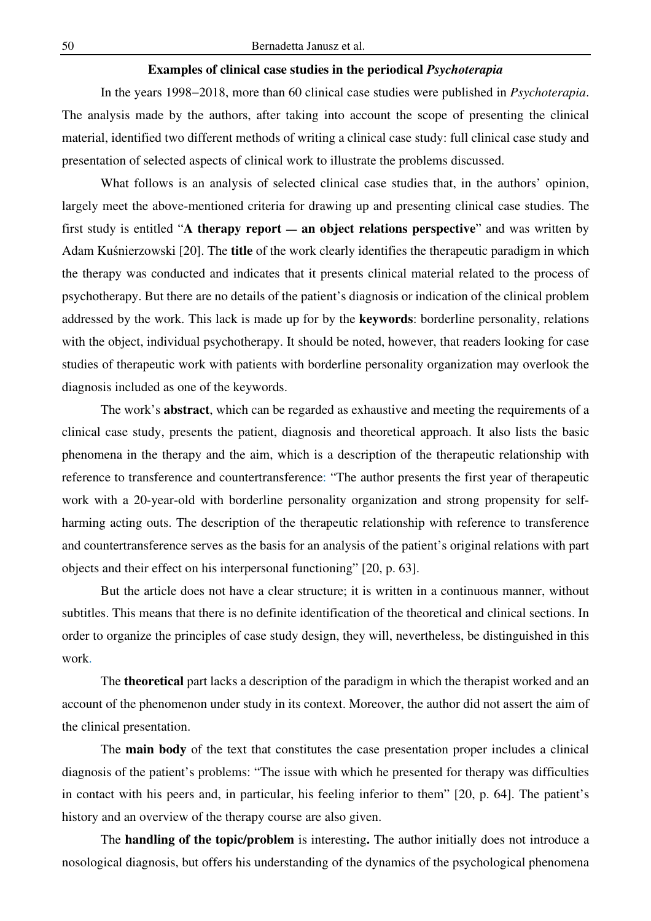## Examples of clinical case studies in the periodical *Psychoterapia*

In the years 1998–2018, more than 60 clinical case studies were published in *Psychoterapia*. The analysis made by the authors, after taking into account the scope of presenting the clinical material, identified two different methods of writing a clinical case study: full clinical case study and presentation of selected aspects of clinical work to illustrate the problems discussed.

What follows is an analysis of selected clinical case studies that, in the authors' opinion, largely meet the above-mentioned criteria for drawing up and presenting clinical case studies. The first study is entitled "**A therapy report — an object relations perspective**" and was written by Adam Kuśnierzowski [20]. The **title** of the work clearly identifies the therapeutic paradigm in which the therapy was conducted and indicates that it presents clinical material related to the process of psychotherapy. But there are no details of the patient's diagnosis or indication of the clinical problem addressed by the work. This lack is made up for by the **keywords**: borderline personality, relations with the object, individual psychotherapy. It should be noted, however, that readers looking for case studies of therapeutic work with patients with borderline personality organization may overlook the diagnosis included as one of the keywords.

The work's **abstract**, which can be regarded as exhaustive and meeting the requirements of a clinical case study, presents the patient, diagnosis and theoretical approach. It also lists the basic phenomena in the therapy and the aim, which is a description of the therapeutic relationship with reference to transference and countertransference: "The author presents the first year of therapeutic work with a 20-year-old with borderline personality organization and strong propensity for self-harming acting outs. The description of the therapeutic relationship with reference to transference and countertransference serves as the basis for an analysis of the patient's original relations with part objects and their effect on his interpersonal functioning" [20, p. 63].

But the article does not have a clear structure; it is written in a continuous manner, without subtitles. This means that there is no definite identification of the theoretical and clinical sections. In order to organize the principles of case study design, they will, nevertheless, be distinguished in this work.

The **theoretical** part lacks a description of the paradigm in which the therapist worked and an account of the phenomenon under study in its context. Moreover, the author did not assert the aim of the clinical presentation.

The **main body** of the text that constitutes the case presentation proper includes a clinical diagnosis of the patient's problems: "The issue with which he presented for therapy was difficulties in contact with his peers and, in particular, his feeling inferior to them" [20, p. 64]. The patient's history and an overview of the therapy course are also given.

The **handling of the topic/problem** is interesting**.** The author initially does not introduce a nosological diagnosis, but offers his understanding of the dynamics of the psychological phenomena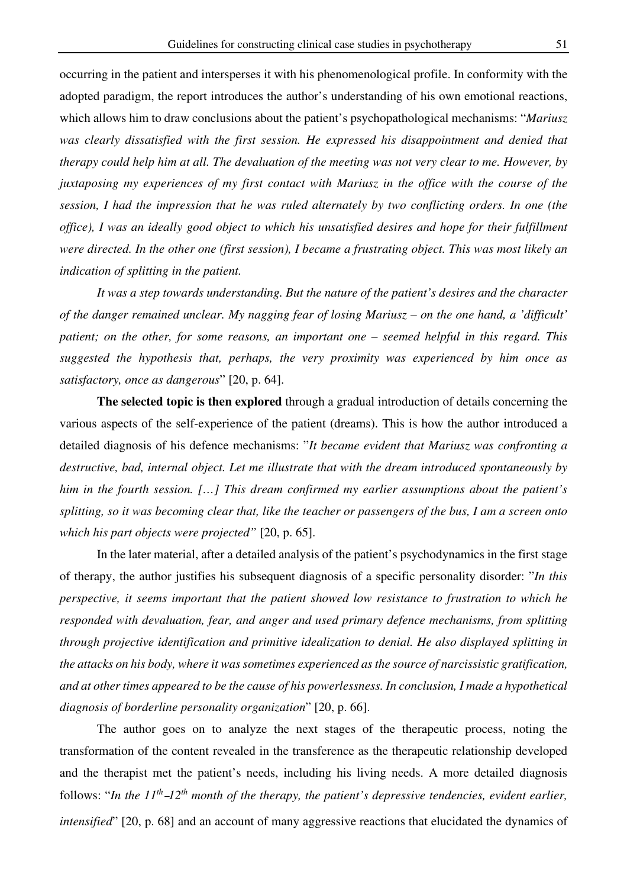occurring in the patient and intersperses it with his phenomenological profile. In conformity with the adopted paradigm, the report introduces the author's understanding of his own emotional reactions, which allows him to draw conclusions about the patient's psychopathological mechanisms: "*Mariusz was clearly dissatisfied with the first session. He expressed his disappointment and denied that therapy could help him at all. The devaluation of the meeting was not very clear to me. However, by juxtaposing my experiences of my first contact with Mariusz in the office with the course of the session, I had the impression that he was ruled alternately by two conflicting orders. In one (the office), I was an ideally good object to which his unsatisfied desires and hope for their fulfillment were directed. In the other one (first session), I became a frustrating object. This was most likely an indication of splitting in the patient.*

*It was a step towards understanding. But the nature of the patient's desires and the character of the danger remained unclear. My nagging fear of losing Mariusz – on the one hand, a 'difficult' patient; on the other, for some reasons, an important one – seemed helpful in this regard. This suggested the hypothesis that, perhaps, the very proximity was experienced by him once as satisfactory, once as dangerous*" [20, p. 64].

**The selected topic is then explored** through a gradual introduction of details concerning the various aspects of the self-experience of the patient (dreams). This is how the author introduced a detailed diagnosis of his defence mechanisms: "*It became evident that Mariusz was confronting a destructive, bad, internal object. Let me illustrate that with the dream introduced spontaneously by him in the fourth session. […] This dream confirmed my earlier assumptions about the patient's splitting, so it was becoming clear that, like the teacher or passengers of the bus, I am a screen onto which his part objects were projected"* [20, p. 65].

In the later material, after a detailed analysis of the patient's psychodynamics in the first stage of therapy, the author justifies his subsequent diagnosis of a specific personality disorder: "*In this perspective, it seems important that the patient showed low resistance to frustration to which he responded with devaluation, fear, and anger and used primary defence mechanisms, from splitting through projective identification and primitive idealization to denial. He also displayed splitting in the attacks on his body, where it was sometimes experienced as the source of narcissistic gratification, and at other times appeared to be the cause of his powerlessness. In conclusion, I made a hypothetical diagnosis of borderline personality organization*" [20, p. 66].

The author goes on to analyze the next stages of the therapeutic process, noting the transformation of the content revealed in the transference as the therapeutic relationship developed and the therapist met the patient's needs, including his living needs. A more detailed diagnosis follows: "*In the 11th–12th month of the therapy, the patient's depressive tendencies, evident earlier, intensified*" [20, p. 68] and an account of many aggressive reactions that elucidated the dynamics of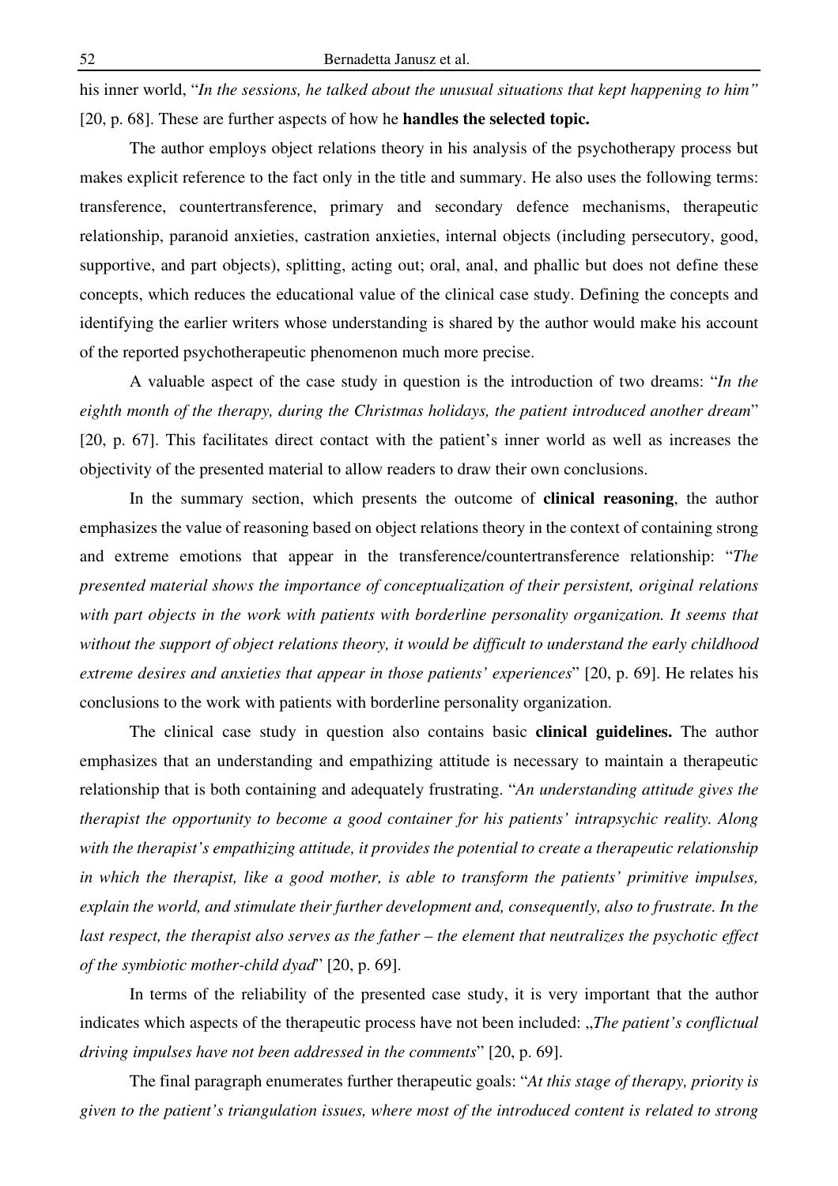his inner world, "*In the sessions, he talked about the unusual situations that kept happening to him"* [20, p. 68]. These are further aspects of how he **handles the selected topic.**

The author employs object relations theory in his analysis of the psychotherapy process but makes explicit reference to the fact only in the title and summary. He also uses the following terms: transference, countertransference, primary and secondary defence mechanisms, therapeutic relationship, paranoid anxieties, castration anxieties, internal objects (including persecutory, good, supportive, and part objects), splitting, acting out; oral, anal, and phallic but does not define these concepts, which reduces the educational value of the clinical case study. Defining the concepts and identifying the earlier writers whose understanding is shared by the author would make his account of the reported psychotherapeutic phenomenon much more precise.

A valuable aspect of the case study in question is the introduction of two dreams: "*In the eighth month of the therapy, during the Christmas holidays, the patient introduced another dream*" [20, p. 67]. This facilitates direct contact with the patient's inner world as well as increases the objectivity of the presented material to allow readers to draw their own conclusions.

In the summary section, which presents the outcome of **clinical reasoning**, the author emphasizes the value of reasoning based on object relations theory in the context of containing strong and extreme emotions that appear in the transference/countertransference relationship: "*The presented material shows the importance of conceptualization of their persistent, original relations with part objects in the work with patients with borderline personality organization. It seems that without the support of object relations theory, it would be difficult to understand the early childhood extreme desires and anxieties that appear in those patients' experiences*" [20, p. 69]. He relates his conclusions to the work with patients with borderline personality organization.

The clinical case study in question also contains basic **clinical guidelines.** The author emphasizes that an understanding and empathizing attitude is necessary to maintain a therapeutic relationship that is both containing and adequately frustrating. "*An understanding attitude gives the therapist the opportunity to become a good container for his patients' intrapsychic reality. Along with the therapist's empathizing attitude, it provides the potential to create a therapeutic relationship in which the therapist, like a good mother, is able to transform the patients' primitive impulses, explain the world, and stimulate their further development and, consequently, also to frustrate. In the last respect, the therapist also serves as the father – the element that neutralizes the psychotic effect of the symbiotic mother-child dyad*" [20, p. 69].

In terms of the reliability of the presented case study, it is very important that the author indicates which aspects of the therapeutic process have not been included: „*The patient's conflictual driving impulses have not been addressed in the comments*" [20, p. 69].

The final paragraph enumerates further therapeutic goals: "*At this stage of therapy, priority is given to the patient's triangulation issues, where most of the introduced content is related to strong*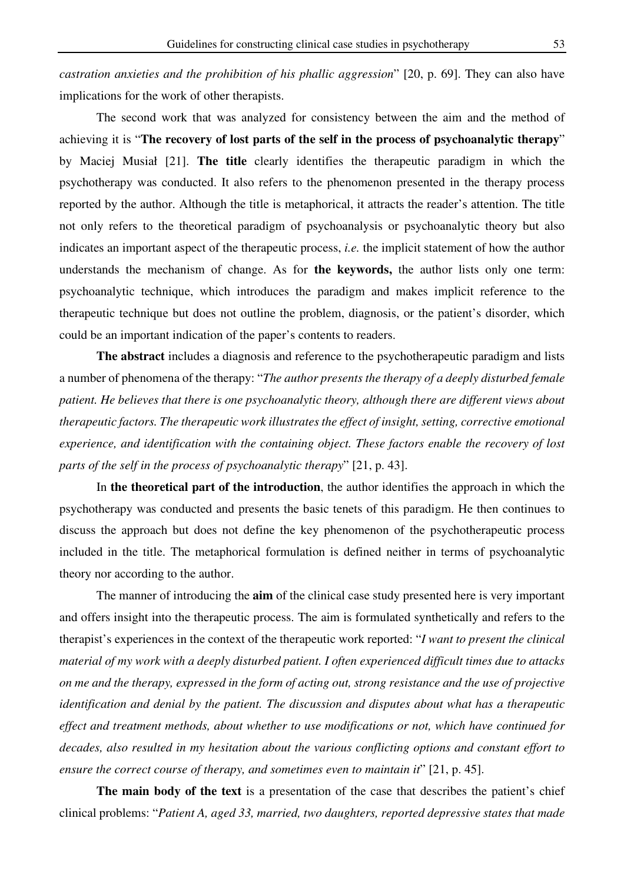*castration anxieties and the prohibition of his phallic aggression*" [20, p. 69]. They can also have implications for the work of other therapists.

The second work that was analyzed for consistency between the aim and the method of achieving it is "**The recovery of lost parts of the self in the process of psychoanalytic therapy**" by Maciej Musiał [21]. **The title** clearly identifies the therapeutic paradigm in which the psychotherapy was conducted. It also refers to the phenomenon presented in the therapy process reported by the author. Although the title is metaphorical, it attracts the reader's attention. The title not only refers to the theoretical paradigm of psychoanalysis or psychoanalytic theory but also indicates an important aspect of the therapeutic process, *i.e.* the implicit statement of how the author understands the mechanism of change. As for **the keywords,** the author lists only one term: psychoanalytic technique, which introduces the paradigm and makes implicit reference to the therapeutic technique but does not outline the problem, diagnosis, or the patient's disorder, which could be an important indication of the paper's contents to readers.

**The abstract** includes a diagnosis and reference to the psychotherapeutic paradigm and lists a number of phenomena of the therapy: "*The author presents the therapy of a deeply disturbed female patient. He believes that there is one psychoanalytic theory, although there are different views about therapeutic factors. The therapeutic work illustrates the effect of insight, setting, corrective emotional experience, and identification with the containing object. These factors enable the recovery of lost parts of the self in the process of psychoanalytic therapy*" [21, p. 43].

In **the theoretical part of the introduction**, the author identifies the approach in which the psychotherapy was conducted and presents the basic tenets of this paradigm. He then continues to discuss the approach but does not define the key phenomenon of the psychotherapeutic process included in the title. The metaphorical formulation is defined neither in terms of psychoanalytic theory nor according to the author.

The manner of introducing the **aim** of the clinical case study presented here is very important and offers insight into the therapeutic process. The aim is formulated synthetically and refers to the therapist's experiences in the context of the therapeutic work reported: "*I want to present the clinical material of my work with a deeply disturbed patient. I often experienced difficult times due to attacks on me and the therapy, expressed in the form of acting out, strong resistance and the use of projective identification and denial by the patient. The discussion and disputes about what has a therapeutic effect and treatment methods, about whether to use modifications or not, which have continued for decades, also resulted in my hesitation about the various conflicting options and constant effort to ensure the correct course of therapy, and sometimes even to maintain it*" [21, p. 45].

**The main body of the text** is a presentation of the case that describes the patient's chief clinical problems: "*Patient A, aged 33, married, two daughters, reported depressive states that made*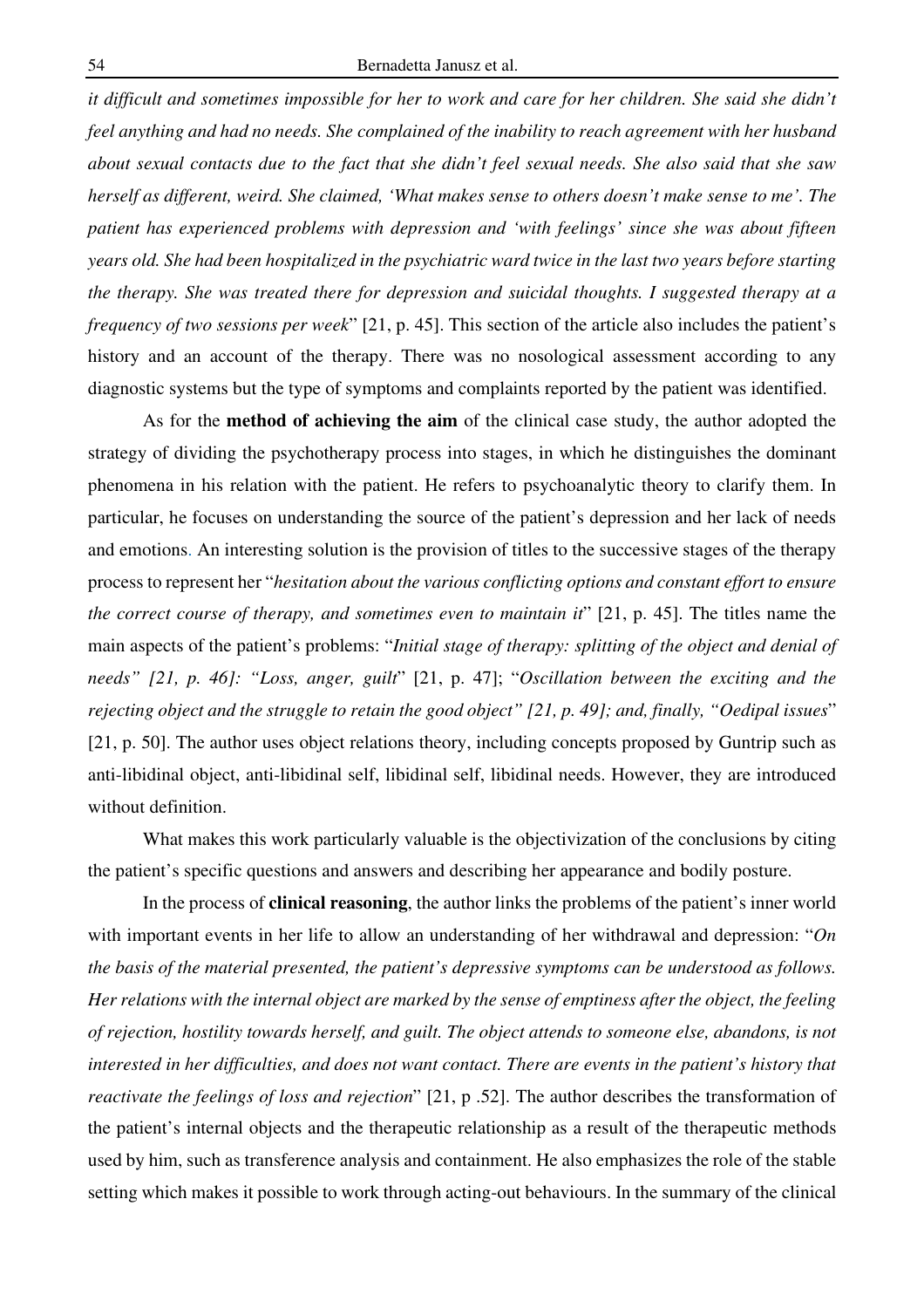*it difficult and sometimes impossible for her to work and care for her children. She said she didn't feel anything and had no needs. She complained of the inability to reach agreement with her husband about sexual contacts due to the fact that she didn't feel sexual needs. She also said that she saw herself as different, weird. She claimed, 'What makes sense to others doesn't make sense to me'. The patient has experienced problems with depression and 'with feelings' since she was about fifteen years old. She had been hospitalized in the psychiatric ward twice in the last two years before starting the therapy. She was treated there for depression and suicidal thoughts. I suggested therapy at a frequency of two sessions per week*" [21, p. 45]. This section of the article also includes the patient's history and an account of the therapy. There was no nosological assessment according to any diagnostic systems but the type of symptoms and complaints reported by the patient was identified.

As for the **method of achieving the aim** of the clinical case study, the author adopted the strategy of dividing the psychotherapy process into stages, in which he distinguishes the dominant phenomena in his relation with the patient. He refers to psychoanalytic theory to clarify them. In particular, he focuses on understanding the source of the patient's depression and her lack of needs and emotions. An interesting solution is the provision of titles to the successive stages of the therapy process to represent her "*hesitation about the various conflicting options and constant effort to ensure the correct course of therapy, and sometimes even to maintain it*" [21, p. 45]. The titles name the main aspects of the patient's problems: "*Initial stage of therapy: splitting of the object and denial of needs" [21, p. 46]: "Loss, anger, guilt*" [21, p. 47]; "*Oscillation between the exciting and the rejecting object and the struggle to retain the good object" [21, p. 49]; and, finally, "Oedipal issues*" [21, p. 50]. The author uses object relations theory, including concepts proposed by Guntrip such as anti-libidinal object, anti-libidinal self, libidinal self, libidinal needs. However, they are introduced without definition.

What makes this work particularly valuable is the objectivization of the conclusions by citing the patient's specific questions and answers and describing her appearance and bodily posture.

In the process of **clinical reasoning**, the author links the problems of the patient's inner world with important events in her life to allow an understanding of her withdrawal and depression: "*On the basis of the material presented, the patient's depressive symptoms can be understood as follows. Her relations with the internal object are marked by the sense of emptiness after the object, the feeling of rejection, hostility towards herself, and guilt. The object attends to someone else, abandons, is not interested in her difficulties, and does not want contact. There are events in the patient's history that reactivate the feelings of loss and rejection*" [21, p .52]. The author describes the transformation of the patient's internal objects and the therapeutic relationship as a result of the therapeutic methods used by him, such as transference analysis and containment. He also emphasizes the role of the stable setting which makes it possible to work through acting-out behaviours. In the summary of the clinical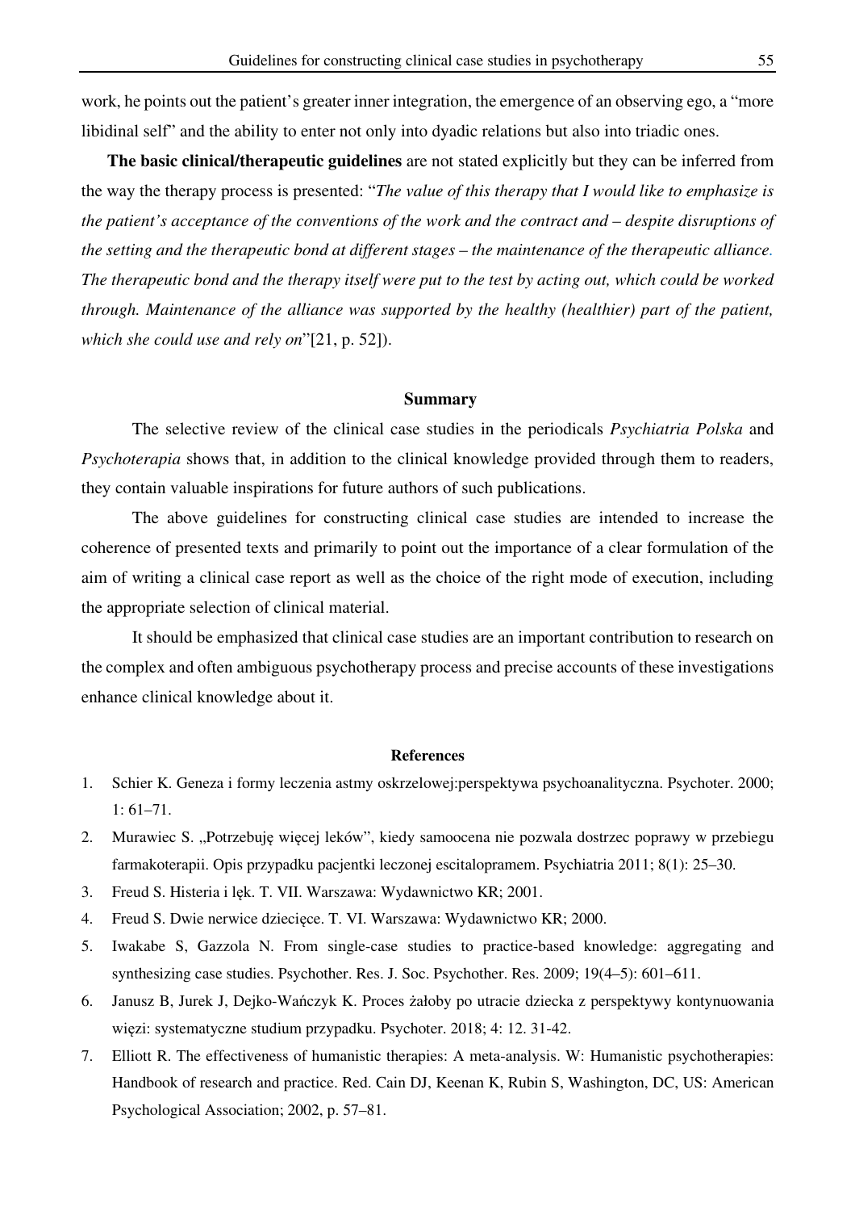work, he points out the patient's greater inner integration, the emergence of an observing ego, a "more libidinal self" and the ability to enter not only into dyadic relations but also into triadic ones.

**The basic clinical/therapeutic guidelines** are not stated explicitly but they can be inferred from the way the therapy process is presented: "*The value of this therapy that I would like to emphasize is the patient's acceptance of the conventions of the work and the contract and – despite disruptions of the setting and the therapeutic bond at different stages – the maintenance of the therapeutic alliance. The therapeutic bond and the therapy itself were put to the test by acting out, which could be worked through. Maintenance of the alliance was supported by the healthy (healthier) part of the patient, which she could use and rely on*"[21, p. 52]).

## Summary

The selective review of the clinical case studies in the periodicals *Psychiatria Polska* and *Psychoterapia* shows that, in addition to the clinical knowledge provided through them to readers, they contain valuable inspirations for future authors of such publications.

The above guidelines for constructing clinical case studies are intended to increase the coherence of presented texts and primarily to point out the importance of a clear formulation of the aim of writing a clinical case report as well as the choice of the right mode of execution, including the appropriate selection of clinical material.

It should be emphasized that clinical case studies are an important contribution to research on the complex and often ambiguous psychotherapy process and precise accounts of these investigations enhance clinical knowledge about it.

## References

1. Schier K. Geneza i formy leczenia astmy oskrzelowej:perspektywa psychoanalityczna. Psychoter. 2000; 1: 61–71.
2. Murawiec S. „Potrzebuję więcej leków", kiedy samoocena nie pozwala dostrzec poprawy w przebiegu farmakoterapii. Opis przypadku pacjentki leczonej escitalopramem. Psychiatria 2011; 8(1): 25–30.
3. Freud S. Histeria i lęk. T. VII. Warszawa: Wydawnictwo KR; 2001.
4. Freud S. Dwie nerwice dziecięce. T. VI. Warszawa: Wydawnictwo KR; 2000.
5. Iwakabe S, Gazzola N. From single-case studies to practice-based knowledge: aggregating and synthesizing case studies. Psychother. Res. J. Soc. Psychother. Res. 2009; 19(4–5): 601–611.
6. Janusz B, Jurek J, Dejko-Wańczyk K. Proces żałoby po utracie dziecka z perspektywy kontynuowania więzi: systematyczne studium przypadku. Psychoter. 2018; 4: 12. 31-42.
7. Elliott R. The effectiveness of humanistic therapies: A meta-analysis. W: Humanistic psychotherapies: Handbook of research and practice. Red. Cain DJ, Keenan K, Rubin S, Washington, DC, US: American Psychological Association; 2002, p. 57–81.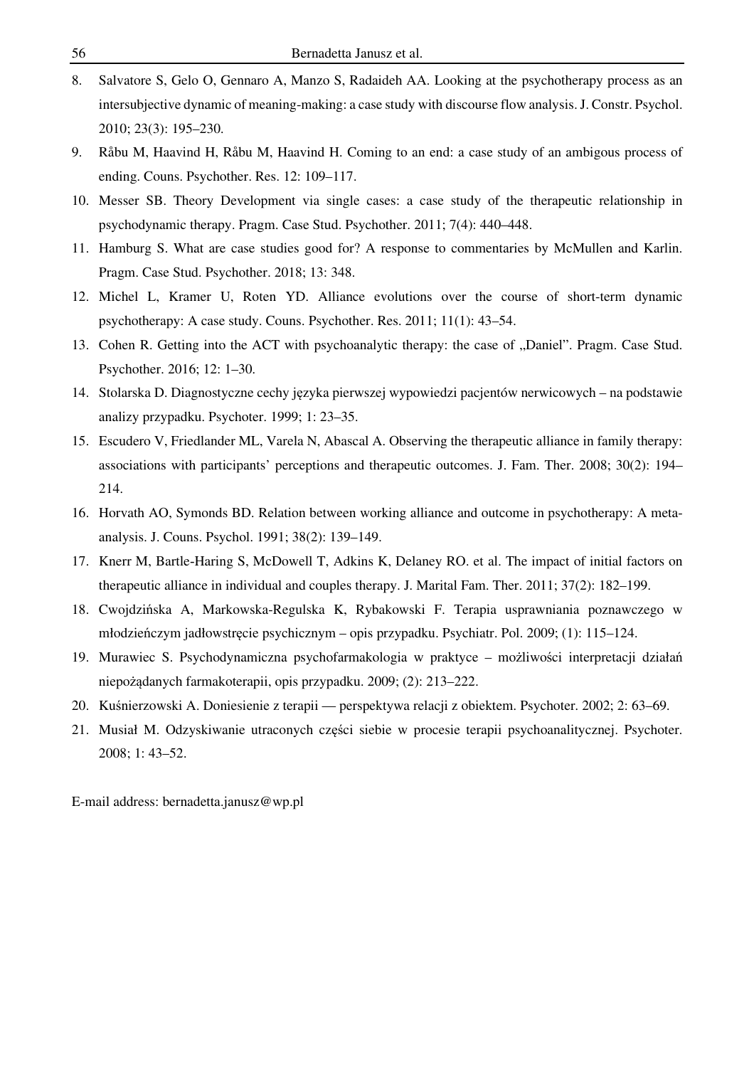8. Salvatore S, Gelo O, Gennaro A, Manzo S, Radaideh AA. Looking at the psychotherapy process as an intersubjective dynamic of meaning-making: a case study with discourse flow analysis. J. Constr. Psychol. 2010; 23(3): 195–230.
9. Råbu M, Haavind H, Råbu M, Haavind H. Coming to an end: a case study of an ambigous process of ending. Couns. Psychother. Res. 12: 109–117.
10. Messer SB. Theory Development via single cases: a case study of the therapeutic relationship in psychodynamic therapy. Pragm. Case Stud. Psychother. 2011; 7(4): 440–448.
11. Hamburg S. What are case studies good for? A response to commentaries by McMullen and Karlin. Pragm. Case Stud. Psychother. 2018; 13: 348.
12. Michel L, Kramer U, Roten YD. Alliance evolutions over the course of short-term dynamic psychotherapy: A case study. Couns. Psychother. Res. 2011; 11(1): 43–54.
13. Cohen R. Getting into the ACT with psychoanalytic therapy: the case of „Daniel". Pragm. Case Stud. Psychother. 2016; 12: 1–30.
14. Stolarska D. Diagnostyczne cechy języka pierwszej wypowiedzi pacjentów nerwicowych – na podstawie analizy przypadku. Psychoter. 1999; 1: 23–35.
15. Escudero V, Friedlander ML, Varela N, Abascal A. Observing the therapeutic alliance in family therapy: associations with participants' perceptions and therapeutic outcomes. J. Fam. Ther. 2008; 30(2): 194–214.
16. Horvath AO, Symonds BD. Relation between working alliance and outcome in psychotherapy: A meta-analysis. J. Couns. Psychol. 1991; 38(2): 139–149.
17. Knerr M, Bartle-Haring S, McDowell T, Adkins K, Delaney RO. et al. The impact of initial factors on therapeutic alliance in individual and couples therapy. J. Marital Fam. Ther. 2011; 37(2): 182–199.
18. Cwojdzińska A, Markowska-Regulska K, Rybakowski F. Terapia usprawniania poznawczego w młodzieńczym jadłowstręcie psychicznym – opis przypadku. Psychiatr. Pol. 2009; (1): 115–124.
19. Murawiec S. Psychodynamiczna psychofarmakologia w praktyce – możliwości interpretacji działań niepożądanych farmakoterapii, opis przypadku. 2009; (2): 213–222.
20. Kuśnierzowski A. Doniesienie z terapii — perspektywa relacji z obiektem. Psychoter. 2002; 2: 63–69.
21. Musiał M. Odzyskiwanie utraconych części siebie w procesie terapii psychoanalitycznej. Psychoter. 2008; 1: 43–52.

E-mail address: bernadetta.janusz@wp.pl